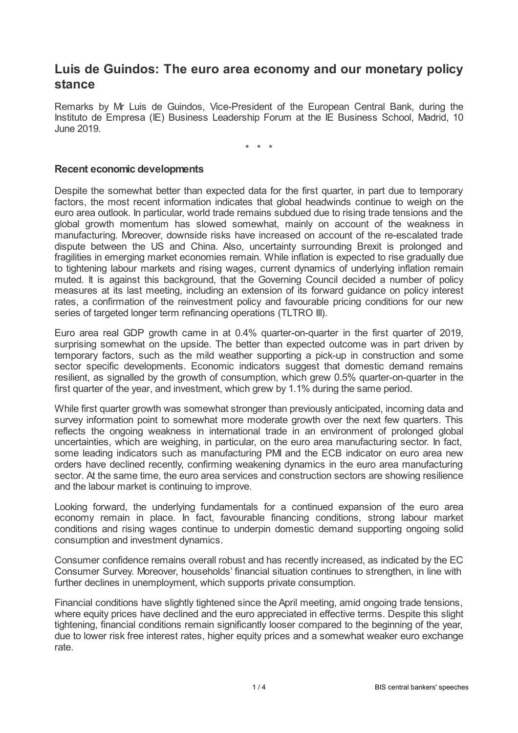# Luis de Guindos: The euro area economy and our monetary policy stance

Remarks by Mr Luis de Guindos, Vice-President of the European Central Bank, during the Instituto de Empresa (IE) Business Leadership Forum at the IE Business School, Madrid, 10 June 2019.

\* \* \*

### Recent economic developments

Despite the somewhat better than expected data for the first quarter, in part due to temporary factors, the most recent information indicates that global headwinds continue to weigh on the euro area outlook. In particular, world trade remains subdued due to rising trade tensions and the global growth momentum has slowed somewhat, mainly on account of the weakness in manufacturing. Moreover, downside risks have increased on account of the re-escalated trade dispute between the US and China. Also, uncertainty surrounding Brexit is prolonged and fragilities in emerging market economies remain. While inflation is expected to rise gradually due to tightening labour markets and rising wages, current dynamics of underlying inflation remain muted. It is against this background, that the Governing Council decided a number of policy measures at its last meeting, including an extension of its forward guidance on policy interest rates, a confirmation of the reinvestment policy and favourable pricing conditions for our new series of targeted longer term refinancing operations (TLTRO III).

Euro area real GDP growth came in at 0.4% quarter-on-quarter in the first quarter of 2019, surprising somewhat on the upside. The better than expected outcome was in part driven by temporary factors, such as the mild weather supporting a pick-up in construction and some sector specific developments. Economic indicators suggest that domestic demand remains resilient, as signalled by the growth of consumption, which grew 0.5% quarter-on-quarter in the first quarter of the year, and investment, which grew by 1.1% during the same period.

While first quarter growth was somewhat stronger than previously anticipated, incoming data and survey information point to somewhat more moderate growth over the next few quarters. This reflects the ongoing weakness in international trade in an environment of prolonged global uncertainties, which are weighing, in particular, on the euro area manufacturing sector. In fact, some leading indicators such as manufacturing PMI and the ECB indicator on euro area new orders have declined recently, confirming weakening dynamics in the euro area manufacturing sector. At the same time, the euro area services and construction sectors are showing resilience and the labour market is continuing to improve.

Looking forward, the underlying fundamentals for a continued expansion of the euro area economy remain in place. In fact, favourable financing conditions, strong labour market conditions and rising wages continue to underpin domestic demand supporting ongoing solid consumption and investment dynamics.

Consumer confidence remains overall robust and has recently increased, as indicated by the EC Consumer Survey. Moreover, households' financial situation continues to strengthen, in line with further declines in unemployment, which supports private consumption.

Financial conditions have slightly tightened since the April meeting, amid ongoing trade tensions, where equity prices have declined and the euro appreciated in effective terms. Despite this slight tightening, financial conditions remain significantly looser compared to the beginning of the year, due to lower risk free interest rates, higher equity prices and a somewhat weaker euro exchange rate.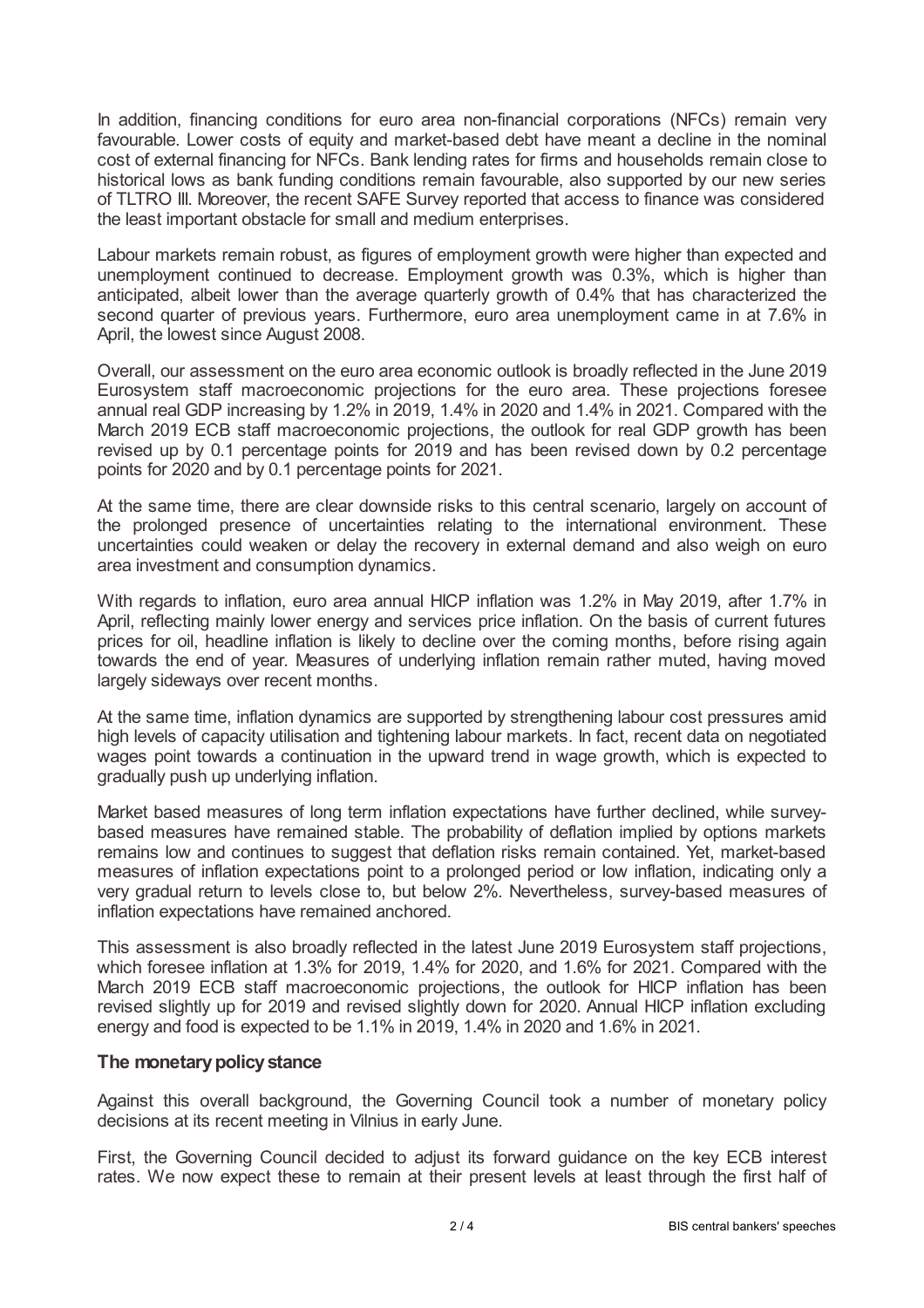In addition, financing conditions for euro area non-financial corporations (NFCs) remain very favourable. Lower costs of equity and market-based debt have meant a decline in the nominal cost of external financing for NFCs. Bank lending rates for firms and households remain close to historical lows as bank funding conditions remain favourable, also supported by our new series of TLTRO III. Moreover, the recent SAFE Survey reported that access to finance was considered the least important obstacle for small and medium enterprises.

Labour markets remain robust, as figures of employment growth were higher than expected and unemployment continued to decrease. Employment growth was 0.3%, which is higher than anticipated, albeit lower than the average quarterly growth of 0.4% that has characterized the second quarter of previous years. Furthermore, euro area unemployment came in at 7.6% in April, the lowest since August 2008.

Overall, our assessment on the euro area economic outlook is broadly reflected in the June 2019 Eurosystem staff macroeconomic projections for the euro area. These projections foresee annual real GDP increasing by 1.2% in 2019, 1.4% in 2020 and 1.4% in 2021. Compared with the March 2019 ECB staff macroeconomic projections, the outlook for real GDP growth has been revised up by 0.1 percentage points for 2019 and has been revised down by 0.2 percentage points for 2020 and by 0.1 percentage points for 2021.

At the same time, there are clear downside risks to this central scenario, largely on account of the prolonged presence of uncertainties relating to the international environment. These uncertainties could weaken or delay the recovery in external demand and also weigh on euro area investment and consumption dynamics.

With regards to inflation, euro area annual HICP inflation was 1.2% in May 2019, after 1.7% in April, reflecting mainly lower energy and services price inflation. On the basis of current futures prices for oil, headline inflation is likely to decline over the coming months, before rising again towards the end of year. Measures of underlying inflation remain rather muted, having moved largely sideways over recent months.

At the same time, inflation dynamics are supported by strengthening labour cost pressures amid high levels of capacity utilisation and tightening labour markets. In fact, recent data on negotiated wages point towards a continuation in the upward trend in wage growth, which is expected to gradually push up underlying inflation.

Market based measures of long term inflation expectations have further declined, while survey-based measures have remained stable. The probability of deflation implied by options markets remains low and continues to suggest that deflation risks remain contained. Yet, market-based measures of inflation expectations point to a prolonged period or low inflation, indicating only a very gradual return to levels close to, but below 2%. Nevertheless, survey-based measures of inflation expectations have remained anchored.

This assessment is also broadly reflected in the latest June 2019 Eurosystem staff projections, which foresee inflation at 1.3% for 2019, 1.4% for 2020, and 1.6% for 2021. Compared with the March 2019 ECB staff macroeconomic projections, the outlook for HICP inflation has been revised slightly up for 2019 and revised slightly down for 2020. Annual HICP inflation excluding energy and food is expected to be 1.1% in 2019, 1.4% in 2020 and 1.6% in 2021.

### The monetary policy stance

Against this overall background, the Governing Council took a number of monetary policy decisions at its recent meeting in Vilnius in early June.

First, the Governing Council decided to adjust its forward guidance on the key ECB interest rates. We now expect these to remain at their present levels at least through the first half of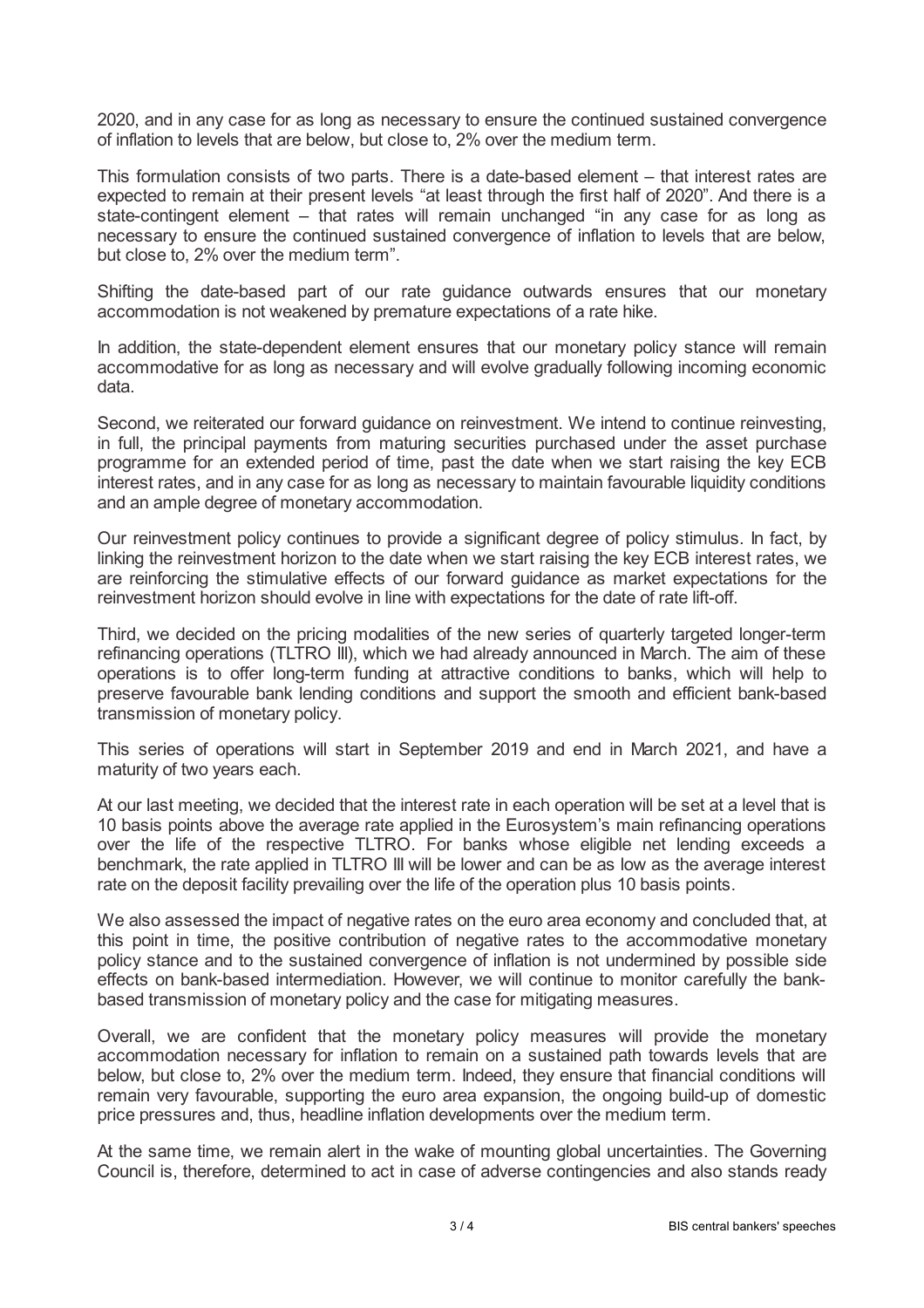2020, and in any case for as long as necessary to ensure the continued sustained convergence of inflation to levels that are below, but close to, 2% over the medium term.

This formulation consists of two parts. There is a date-based element – that interest rates are expected to remain at their present levels "at least through the first half of 2020". And there is a state-contingent element – that rates will remain unchanged "in any case for as long as necessary to ensure the continued sustained convergence of inflation to levels that are below, but close to, 2% over the medium term".

Shifting the date-based part of our rate guidance outwards ensures that our monetary accommodation is not weakened by premature expectations of a rate hike.

In addition, the state-dependent element ensures that our monetary policy stance will remain accommodative for as long as necessary and will evolve gradually following incoming economic data.

Second, we reiterated our forward guidance on reinvestment. We intend to continue reinvesting, in full, the principal payments from maturing securities purchased under the asset purchase programme for an extended period of time, past the date when we start raising the key ECB interest rates, and in any case for as long as necessary to maintain favourable liquidity conditions and an ample degree of monetary accommodation.

Our reinvestment policy continues to provide a significant degree of policy stimulus. In fact, by linking the reinvestment horizon to the date when we start raising the key ECB interest rates, we are reinforcing the stimulative effects of our forward guidance as market expectations for the reinvestment horizon should evolve in line with expectations for the date of rate lift-off.

Third, we decided on the pricing modalities of the new series of quarterly targeted longer-term refinancing operations (TLTRO III), which we had already announced in March. The aim of these operations is to offer long-term funding at attractive conditions to banks, which will help to preserve favourable bank lending conditions and support the smooth and efficient bank-based transmission of monetary policy.

This series of operations will start in September 2019 and end in March 2021, and have a maturity of two years each.

At our last meeting, we decided that the interest rate in each operation will be set at a level that is 10 basis points above the average rate applied in the Eurosystem's main refinancing operations over the life of the respective TLTRO. For banks whose eligible net lending exceeds a benchmark, the rate applied in TLTRO III will be lower and can be as low as the average interest rate on the deposit facility prevailing over the life of the operation plus 10 basis points.

We also assessed the impact of negative rates on the euro area economy and concluded that, at this point in time, the positive contribution of negative rates to the accommodative monetary policy stance and to the sustained convergence of inflation is not undermined by possible side effects on bank-based intermediation. However, we will continue to monitor carefully the bank-based transmission of monetary policy and the case for mitigating measures.

Overall, we are confident that the monetary policy measures will provide the monetary accommodation necessary for inflation to remain on a sustained path towards levels that are below, but close to, 2% over the medium term. Indeed, they ensure that financial conditions will remain very favourable, supporting the euro area expansion, the ongoing build-up of domestic price pressures and, thus, headline inflation developments over the medium term.

At the same time, we remain alert in the wake of mounting global uncertainties. The Governing Council is, therefore, determined to act in case of adverse contingencies and also stands ready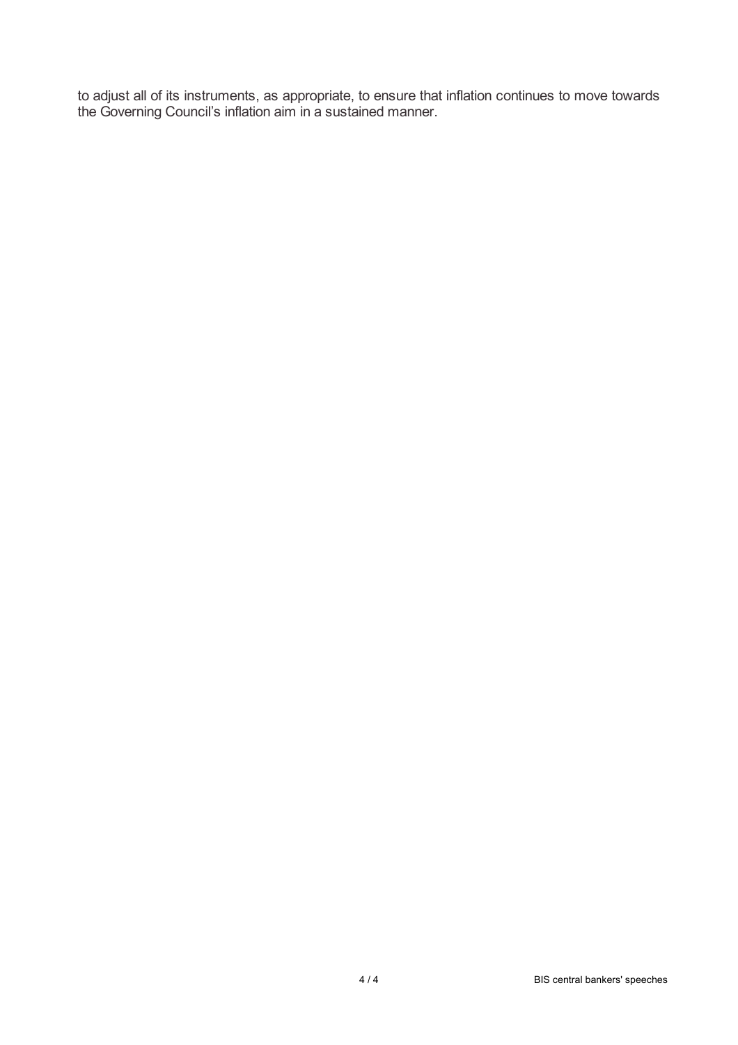to adjust all of its instruments, as appropriate, to ensure that inflation continues to move towards the Governing Council's inflation aim in a sustained manner.